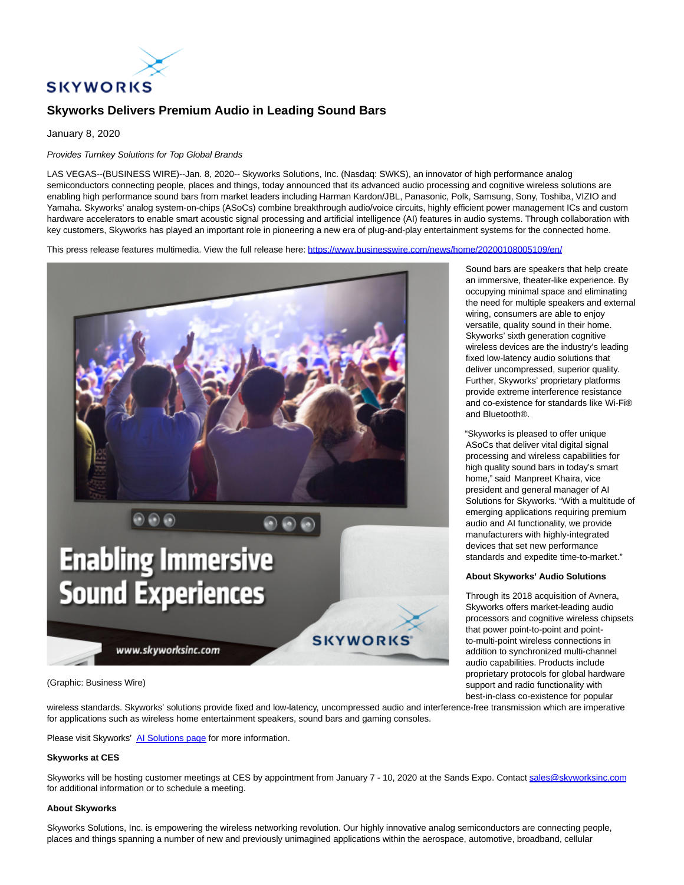# Skyworks Delivers Premium Audio in Leading Sound Bars

January 8, 2020

*Provides Turnkey Solutions for Top Global Brands*

LAS VEGAS--(BUSINESS WIRE)--Jan. 8, 2020-- Skyworks Solutions, Inc. (Nasdaq: SWKS), an innovator of high performance analog semiconductors connecting people, places and things, today announced that its advanced audio processing and cognitive wireless solutions are enabling high performance sound bars from market leaders including Harman Kardon/JBL, Panasonic, Polk, Samsung, Sony, Toshiba, VIZIO and Yamaha. Skyworks' analog system-on-chips (ASoCs) combine breakthrough audio/voice circuits, highly efficient power management ICs and custom hardware accelerators to enable smart acoustic signal processing and artificial intelligence (AI) features in audio systems. Through collaboration with key customers, Skyworks has played an important role in pioneering a new era of plug-and-play entertainment systems for the connected home.

This press release features multimedia. View the full release here: https://www.businesswire.com/news/home/20200108005109/en/

(Graphic: Business Wire)

Sound bars are speakers that help create an immersive, theater-like experience. By occupying minimal space and eliminating the need for multiple speakers and external wiring, consumers are able to enjoy versatile, quality sound in their home. Skyworks' sixth generation cognitive wireless devices are the industry's leading fixed low-latency audio solutions that deliver uncompressed, superior quality. Further, Skyworks' proprietary platforms provide extreme interference resistance and co-existence for standards like Wi-Fi® and Bluetooth®.

"Skyworks is pleased to offer unique ASoCs that deliver vital digital signal processing and wireless capabilities for high quality sound bars in today's smart home," said Manpreet Khaira, vice president and general manager of AI Solutions for Skyworks. "With a multitude of emerging applications requiring premium audio and AI functionality, we provide manufacturers with highly-integrated devices that set new performance standards and expedite time-to-market."

**About Skyworks' Audio Solutions**

Through its 2018 acquisition of Avnera, Skyworks offers market-leading audio processors and cognitive wireless chipsets that power point-to-point and point-to-multi-point wireless connections in addition to synchronized multi-channel audio capabilities. Products include proprietary protocols for global hardware support and radio functionality with best-in-class co-existence for popular wireless standards. Skyworks' solutions provide fixed and low-latency, uncompressed audio and interference-free transmission which are imperative for applications such as wireless home entertainment speakers, sound bars and gaming consoles.

Please visit Skyworks' AI Solutions page for more information.

**Skyworks at CES**

Skyworks will be hosting customer meetings at CES by appointment from January 7 - 10, 2020 at the Sands Expo. Contact sales@skyworksinc.com for additional information or to schedule a meeting.

**About Skyworks**

Skyworks Solutions, Inc. is empowering the wireless networking revolution. Our highly innovative analog semiconductors are connecting people, places and things spanning a number of new and previously unimagined applications within the aerospace, automotive, broadband, cellular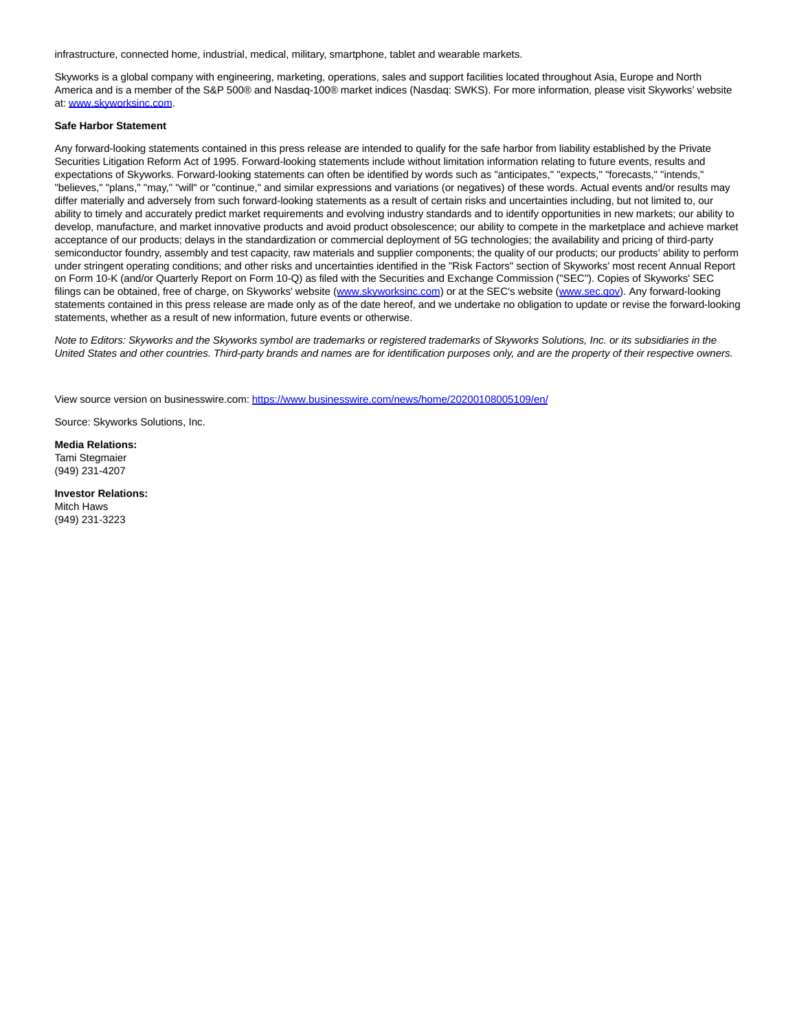infrastructure, connected home, industrial, medical, military, smartphone, tablet and wearable markets.

Skyworks is a global company with engineering, marketing, operations, sales and support facilities located throughout Asia, Europe and North America and is a member of the S&P 500® and Nasdaq-100® market indices (Nasdaq: SWKS). For more information, please visit Skyworks' website at: [www.skyworksinc.com](http://www.skyworksinc.com).

**Safe Harbor Statement**

Any forward-looking statements contained in this press release are intended to qualify for the safe harbor from liability established by the Private Securities Litigation Reform Act of 1995. Forward-looking statements include without limitation information relating to future events, results and expectations of Skyworks. Forward-looking statements can often be identified by words such as "anticipates," "expects," "forecasts," "intends," "believes," "plans," "may," "will" or "continue," and similar expressions and variations (or negatives) of these words. Actual events and/or results may differ materially and adversely from such forward-looking statements as a result of certain risks and uncertainties including, but not limited to, our ability to timely and accurately predict market requirements and evolving industry standards and to identify opportunities in new markets; our ability to develop, manufacture, and market innovative products and avoid product obsolescence; our ability to compete in the marketplace and achieve market acceptance of our products; delays in the standardization or commercial deployment of 5G technologies; the availability and pricing of third-party semiconductor foundry, assembly and test capacity, raw materials and supplier components; the quality of our products; our products' ability to perform under stringent operating conditions; and other risks and uncertainties identified in the "Risk Factors" section of Skyworks' most recent Annual Report on Form 10-K (and/or Quarterly Report on Form 10-Q) as filed with the Securities and Exchange Commission ("SEC"). Copies of Skyworks' SEC filings can be obtained, free of charge, on Skyworks' website ([www.skyworksinc.com](http://www.skyworksinc.com)) or at the SEC's website ([www.sec.gov](http://www.sec.gov)). Any forward-looking statements contained in this press release are made only as of the date hereof, and we undertake no obligation to update or revise the forward-looking statements, whether as a result of new information, future events or otherwise.

*Note to Editors: Skyworks and the Skyworks symbol are trademarks or registered trademarks of Skyworks Solutions, Inc. or its subsidiaries in the United States and other countries. Third-party brands and names are for identification purposes only, and are the property of their respective owners.*

View source version on businesswire.com: [https://www.businesswire.com/news/home/20200108005109/en/](https://www.businesswire.com/news/home/20200108005109/en/)

Source: Skyworks Solutions, Inc.

**Media Relations:**
Tami Stegmaier
(949) 231-4207

**Investor Relations:**
Mitch Haws
(949) 231-3223